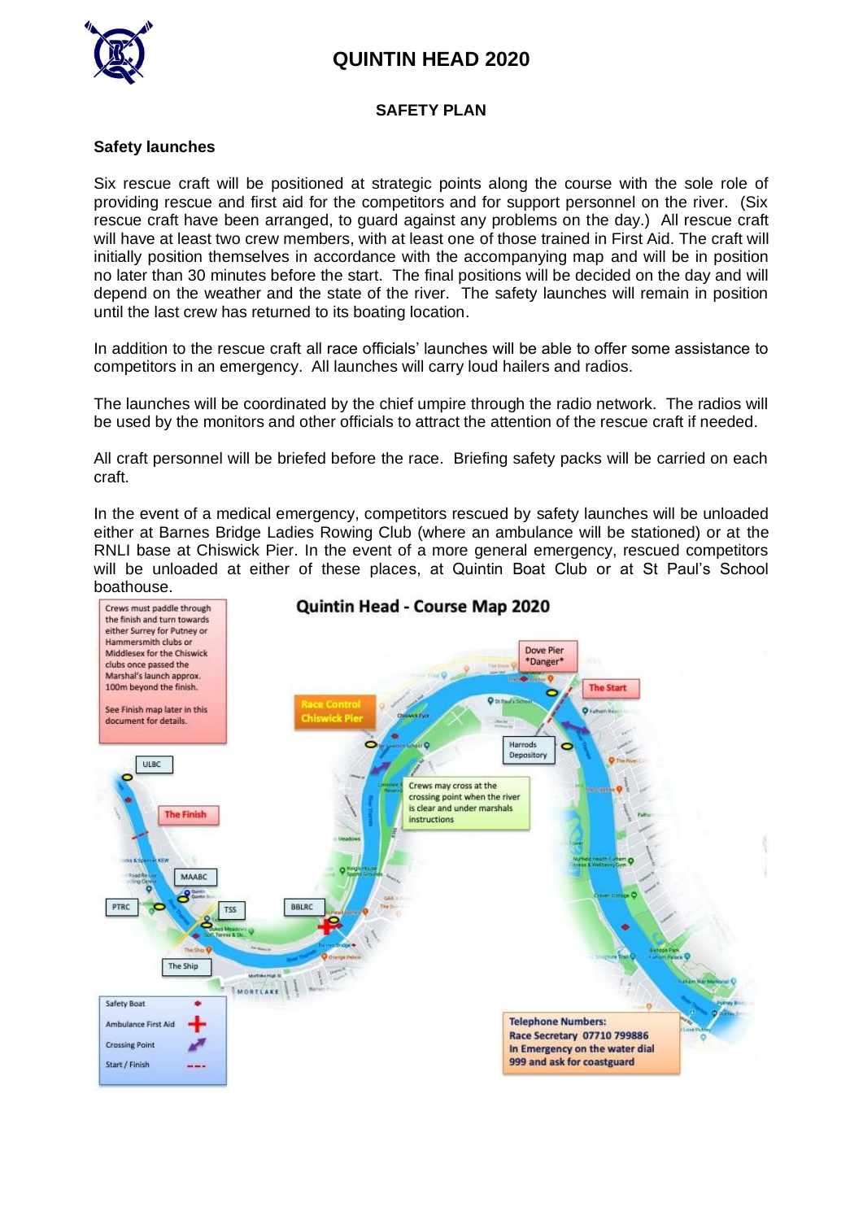# QUINTIN HEAD 2020

## SAFETY PLAN

### Safety launches

Six rescue craft will be positioned at strategic points along the course with the sole role of providing rescue and first aid for the competitors and for support personnel on the river. (Six rescue craft have been arranged, to guard against any problems on the day.) All rescue craft will have at least two crew members, with at least one of those trained in First Aid. The craft will initially position themselves in accordance with the accompanying map and will be in position no later than 30 minutes before the start. The final positions will be decided on the day and will depend on the weather and the state of the river. The safety launches will remain in position until the last crew has returned to its boating location.

In addition to the rescue craft all race officials' launches will be able to offer some assistance to competitors in an emergency. All launches will carry loud hailers and radios.

The launches will be coordinated by the chief umpire through the radio network. The radios will be used by the monitors and other officials to attract the attention of the rescue craft if needed.

All craft personnel will be briefed before the race. Briefing safety packs will be carried on each craft.

In the event of a medical emergency, competitors rescued by safety launches will be unloaded either at Barnes Bridge Ladies Rowing Club (where an ambulance will be stationed) or at the RNLI base at Chiswick Pier. In the event of a more general emergency, rescued competitors will be unloaded at either of these places, at Quintin Boat Club or at St Paul's School boathouse.

**Quintin Head - Course Map 2020**

Crews must paddle through the finish and turn towards either Surrey for Putney or Hammersmith clubs or Middlesex for the Chiswick clubs once passed the Marshal's launch approx. 100m beyond the finish.

See Finish map later in this document for details.

Race Control Chiswick Pier

Dove Pier *Danger*

The Start

Harrods Depository

Crews may cross at the crossing point when the river is clear and under marshals instructions

ULBC

The Finish

MAABC

PTRC

TSS

BBLRC

The Ship

Safety Boat

Ambulance First Aid

Crossing Point

Start / Finish

**Telephone Numbers:**
**Race Secretary 07710 799886**
**In Emergency on the water dial 999 and ask for coastguard**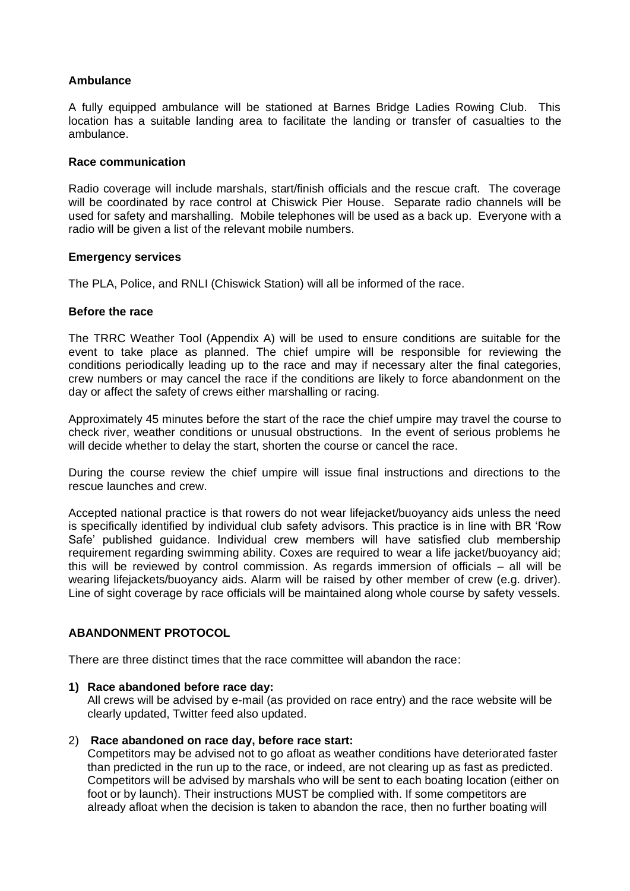**Ambulance**

A fully equipped ambulance will be stationed at Barnes Bridge Ladies Rowing Club. This location has a suitable landing area to facilitate the landing or transfer of casualties to the ambulance.

**Race communication**

Radio coverage will include marshals, start/finish officials and the rescue craft. The coverage will be coordinated by race control at Chiswick Pier House. Separate radio channels will be used for safety and marshalling. Mobile telephones will be used as a back up. Everyone with a radio will be given a list of the relevant mobile numbers.

**Emergency services**

The PLA, Police, and RNLI (Chiswick Station) will all be informed of the race.

**Before the race**

The TRRC Weather Tool (Appendix A) will be used to ensure conditions are suitable for the event to take place as planned. The chief umpire will be responsible for reviewing the conditions periodically leading up to the race and may if necessary alter the final categories, crew numbers or may cancel the race if the conditions are likely to force abandonment on the day or affect the safety of crews either marshalling or racing.

Approximately 45 minutes before the start of the race the chief umpire may travel the course to check river, weather conditions or unusual obstructions. In the event of serious problems he will decide whether to delay the start, shorten the course or cancel the race.

During the course review the chief umpire will issue final instructions and directions to the rescue launches and crew.

Accepted national practice is that rowers do not wear lifejacket/buoyancy aids unless the need is specifically identified by individual club safety advisors. This practice is in line with BR 'Row Safe' published guidance. Individual crew members will have satisfied club membership requirement regarding swimming ability. Coxes are required to wear a life jacket/buoyancy aid; this will be reviewed by control commission. As regards immersion of officials – all will be wearing lifejackets/buoyancy aids. Alarm will be raised by other member of crew (e.g. driver). Line of sight coverage by race officials will be maintained along whole course by safety vessels.

**ABANDONMENT PROTOCOL**

There are three distinct times that the race committee will abandon the race:

1) **Race abandoned before race day:**
   All crews will be advised by e-mail (as provided on race entry) and the race website will be clearly updated, Twitter feed also updated.

2) **Race abandoned on race day, before race start:**
   Competitors may be advised not to go afloat as weather conditions have deteriorated faster than predicted in the run up to the race, or indeed, are not clearing up as fast as predicted. Competitors will be advised by marshals who will be sent to each boating location (either on foot or by launch). Their instructions MUST be complied with. If some competitors are already afloat when the decision is taken to abandon the race, then no further boating will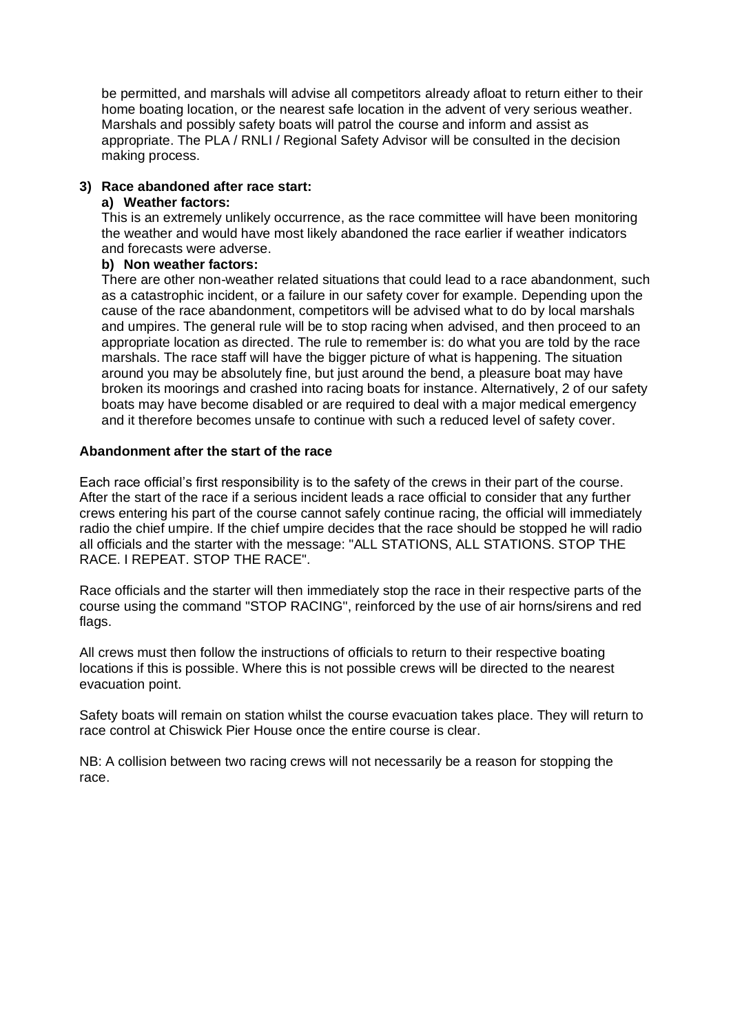be permitted, and marshals will advise all competitors already afloat to return either to their home boating location, or the nearest safe location in the advent of very serious weather. Marshals and possibly safety boats will patrol the course and inform and assist as appropriate. The PLA / RNLI / Regional Safety Advisor will be consulted in the decision making process.

**3) Race abandoned after race start:**

**a) Weather factors:**

This is an extremely unlikely occurrence, as the race committee will have been monitoring the weather and would have most likely abandoned the race earlier if weather indicators and forecasts were adverse.

**b) Non weather factors:**

There are other non-weather related situations that could lead to a race abandonment, such as a catastrophic incident, or a failure in our safety cover for example. Depending upon the cause of the race abandonment, competitors will be advised what to do by local marshals and umpires. The general rule will be to stop racing when advised, and then proceed to an appropriate location as directed. The rule to remember is: do what you are told by the race marshals. The race staff will have the bigger picture of what is happening. The situation around you may be absolutely fine, but just around the bend, a pleasure boat may have broken its moorings and crashed into racing boats for instance. Alternatively, 2 of our safety boats may have become disabled or are required to deal with a major medical emergency and it therefore becomes unsafe to continue with such a reduced level of safety cover.

**Abandonment after the start of the race**

Each race official's first responsibility is to the safety of the crews in their part of the course. After the start of the race if a serious incident leads a race official to consider that any further crews entering his part of the course cannot safely continue racing, the official will immediately radio the chief umpire. If the chief umpire decides that the race should be stopped he will radio all officials and the starter with the message: "ALL STATIONS, ALL STATIONS. STOP THE RACE. I REPEAT. STOP THE RACE".

Race officials and the starter will then immediately stop the race in their respective parts of the course using the command "STOP RACING", reinforced by the use of air horns/sirens and red flags.

All crews must then follow the instructions of officials to return to their respective boating locations if this is possible. Where this is not possible crews will be directed to the nearest evacuation point.

Safety boats will remain on station whilst the course evacuation takes place. They will return to race control at Chiswick Pier House once the entire course is clear.

NB: A collision between two racing crews will not necessarily be a reason for stopping the race.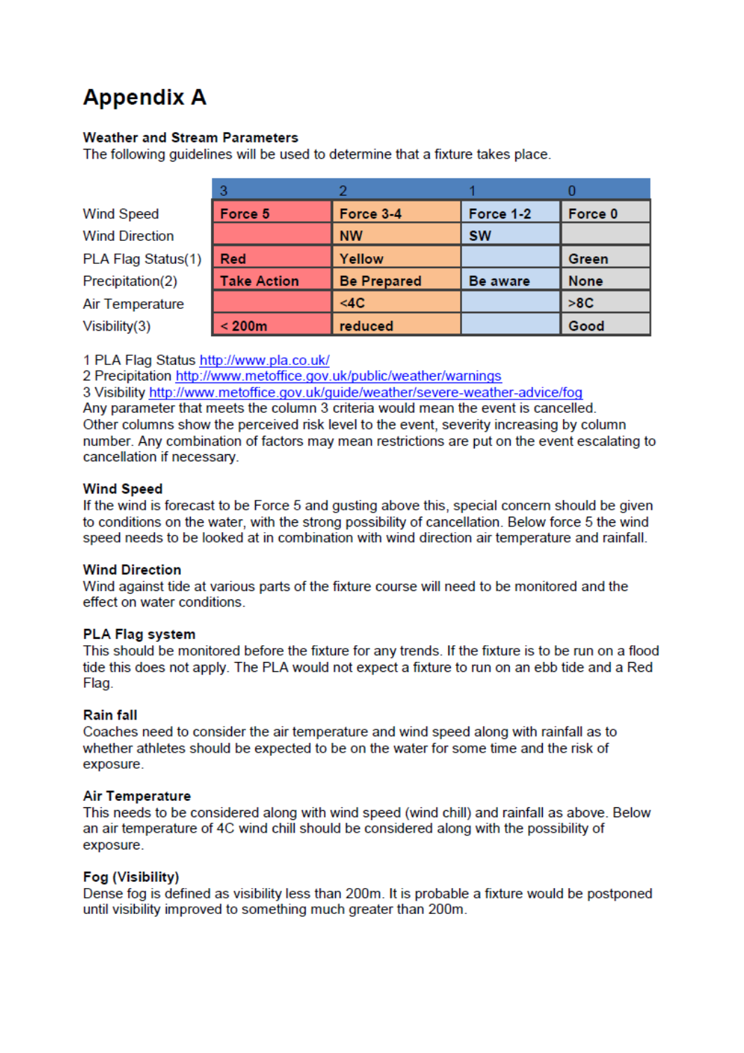# Appendix A

**Weather and Stream Parameters**
The following guidelines will be used to determine that a fixture takes place.

| | 3 | 2 | 1 | 0 |
|---|---|---|---|---|
| Wind Speed | **Force 5** | **Force 3-4** | **Force 1-2** | **Force 0** |
| Wind Direction | | **NW** | **SW** | |
| PLA Flag Status(1) | **Red** | **Yellow** | | **Green** |
| Precipitation(2) | **Take Action** | **Be Prepared** | **Be aware** | **None** |
| Air Temperature | | **<4C** | | **>8C** |
| Visibility(3) | **< 200m** | **reduced** | | **Good** |

1 PLA Flag Status http://www.pla.co.uk/
2 Precipitation http://www.metoffice.gov.uk/public/weather/warnings
3 Visibility http://www.metoffice.gov.uk/guide/weather/severe-weather-advice/fog
Any parameter that meets the column 3 criteria would mean the event is cancelled.
Other columns show the perceived risk level to the event, severity increasing by column number. Any combination of factors may mean restrictions are put on the event escalating to cancellation if necessary.

**Wind Speed**
If the wind is forecast to be Force 5 and gusting above this, special concern should be given to conditions on the water, with the strong possibility of cancellation. Below force 5 the wind speed needs to be looked at in combination with wind direction air temperature and rainfall.

**Wind Direction**
Wind against tide at various parts of the fixture course will need to be monitored and the effect on water conditions.

**PLA Flag system**
This should be monitored before the fixture for any trends. If the fixture is to be run on a flood tide this does not apply. The PLA would not expect a fixture to run on an ebb tide and a Red Flag.

**Rain fall**
Coaches need to consider the air temperature and wind speed along with rainfall as to whether athletes should be expected to be on the water for some time and the risk of exposure.

**Air Temperature**
This needs to be considered along with wind speed (wind chill) and rainfall as above. Below an air temperature of 4C wind chill should be considered along with the possibility of exposure.

**Fog (Visibility)**
Dense fog is defined as visibility less than 200m. It is probable a fixture would be postponed until visibility improved to something much greater than 200m.